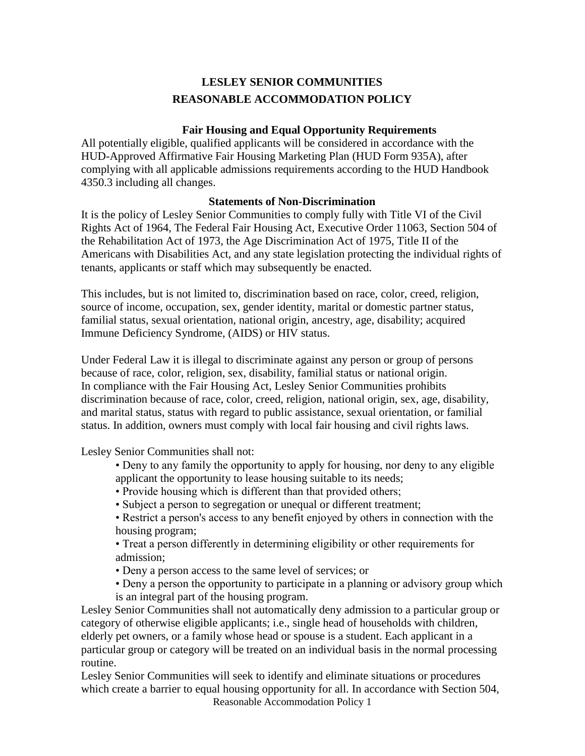# LESLEY SENIOR COMMUNITIES
# REASONABLE ACCOMMODATION POLICY

### Fair Housing and Equal Opportunity Requirements

All potentially eligible, qualified applicants will be considered in accordance with the HUD-Approved Affirmative Fair Housing Marketing Plan (HUD Form 935A), after complying with all applicable admissions requirements according to the HUD Handbook 4350.3 including all changes.

### Statements of Non-Discrimination

It is the policy of Lesley Senior Communities to comply fully with Title VI of the Civil Rights Act of 1964, The Federal Fair Housing Act, Executive Order 11063, Section 504 of the Rehabilitation Act of 1973, the Age Discrimination Act of 1975, Title II of the Americans with Disabilities Act, and any state legislation protecting the individual rights of tenants, applicants or staff which may subsequently be enacted.

This includes, but is not limited to, discrimination based on race, color, creed, religion, source of income, occupation, sex, gender identity, marital or domestic partner status, familial status, sexual orientation, national origin, ancestry, age, disability; acquired Immune Deficiency Syndrome, (AIDS) or HIV status.

Under Federal Law it is illegal to discriminate against any person or group of persons because of race, color, religion, sex, disability, familial status or national origin. In compliance with the Fair Housing Act, Lesley Senior Communities prohibits discrimination because of race, color, creed, religion, national origin, sex, age, disability, and marital status, status with regard to public assistance, sexual orientation, or familial status. In addition, owners must comply with local fair housing and civil rights laws.

Lesley Senior Communities shall not:

- Deny to any family the opportunity to apply for housing, nor deny to any eligible applicant the opportunity to lease housing suitable to its needs;
- Provide housing which is different than that provided others;
- Subject a person to segregation or unequal or different treatment;
- Restrict a person's access to any benefit enjoyed by others in connection with the housing program;
- Treat a person differently in determining eligibility or other requirements for admission;
- Deny a person access to the same level of services; or
- Deny a person the opportunity to participate in a planning or advisory group which is an integral part of the housing program.

Lesley Senior Communities shall not automatically deny admission to a particular group or category of otherwise eligible applicants; i.e., single head of households with children, elderly pet owners, or a family whose head or spouse is a student. Each applicant in a particular group or category will be treated on an individual basis in the normal processing routine.

Lesley Senior Communities will seek to identify and eliminate situations or procedures which create a barrier to equal housing opportunity for all. In accordance with Section 504,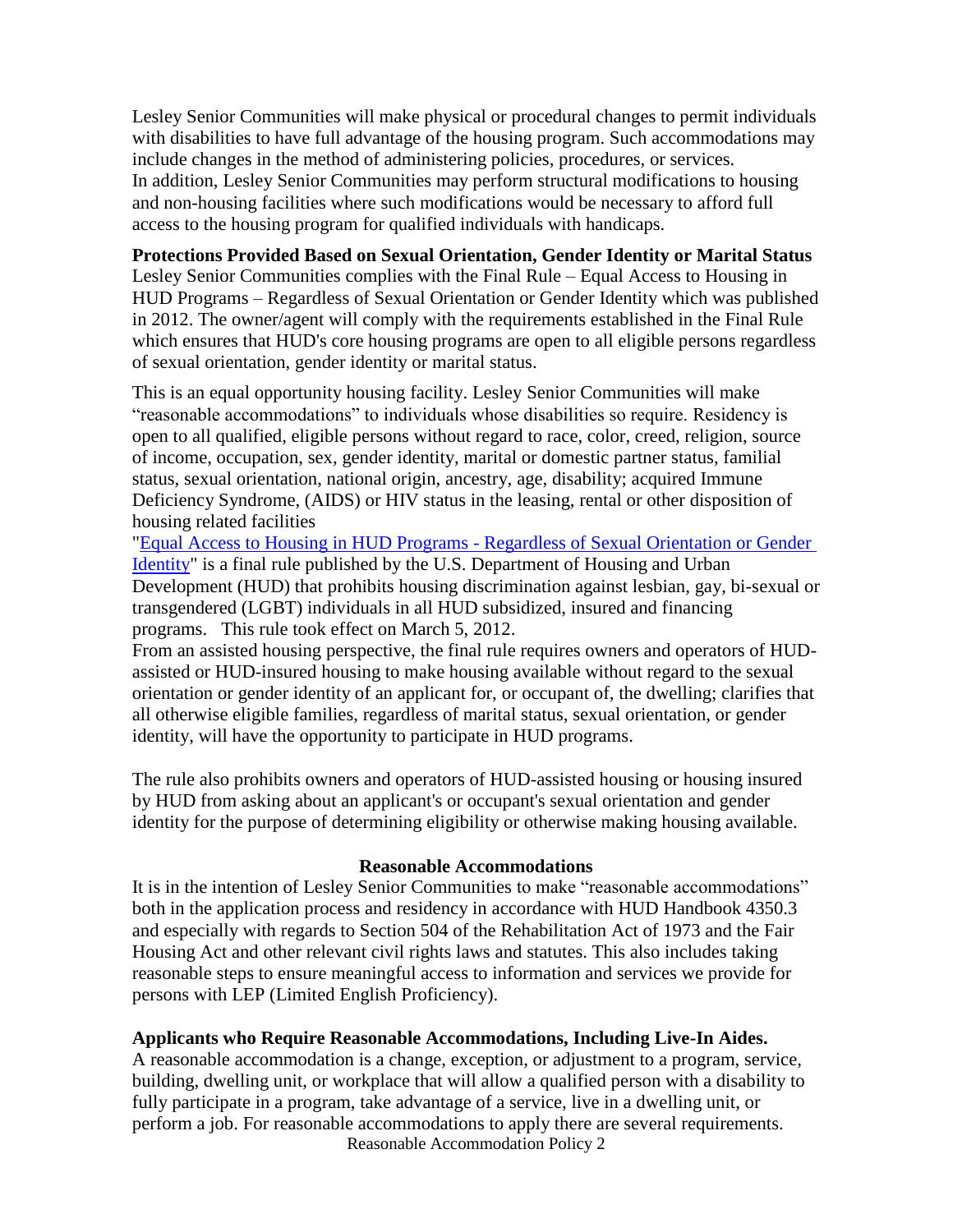Lesley Senior Communities will make physical or procedural changes to permit individuals with disabilities to have full advantage of the housing program. Such accommodations may include changes in the method of administering policies, procedures, or services. In addition, Lesley Senior Communities may perform structural modifications to housing and non-housing facilities where such modifications would be necessary to afford full access to the housing program for qualified individuals with handicaps.

**Protections Provided Based on Sexual Orientation, Gender Identity or Marital Status**
Lesley Senior Communities complies with the Final Rule – Equal Access to Housing in HUD Programs – Regardless of Sexual Orientation or Gender Identity which was published in 2012. The owner/agent will comply with the requirements established in the Final Rule which ensures that HUD's core housing programs are open to all eligible persons regardless of sexual orientation, gender identity or marital status.

This is an equal opportunity housing facility. Lesley Senior Communities will make "reasonable accommodations" to individuals whose disabilities so require. Residency is open to all qualified, eligible persons without regard to race, color, creed, religion, source of income, occupation, sex, gender identity, marital or domestic partner status, familial status, sexual orientation, national origin, ancestry, age, disability; acquired Immune Deficiency Syndrome, (AIDS) or HIV status in the leasing, rental or other disposition of housing related facilities

"Equal Access to Housing in HUD Programs - Regardless of Sexual Orientation or Gender Identity" is a final rule published by the U.S. Department of Housing and Urban Development (HUD) that prohibits housing discrimination against lesbian, gay, bi-sexual or transgendered (LGBT) individuals in all HUD subsidized, insured and financing programs. This rule took effect on March 5, 2012.

From an assisted housing perspective, the final rule requires owners and operators of HUD-assisted or HUD-insured housing to make housing available without regard to the sexual orientation or gender identity of an applicant for, or occupant of, the dwelling; clarifies that all otherwise eligible families, regardless of marital status, sexual orientation, or gender identity, will have the opportunity to participate in HUD programs.

The rule also prohibits owners and operators of HUD-assisted housing or housing insured by HUD from asking about an applicant's or occupant's sexual orientation and gender identity for the purpose of determining eligibility or otherwise making housing available.

## Reasonable Accommodations

It is in the intention of Lesley Senior Communities to make "reasonable accommodations" both in the application process and residency in accordance with HUD Handbook 4350.3 and especially with regards to Section 504 of the Rehabilitation Act of 1973 and the Fair Housing Act and other relevant civil rights laws and statutes. This also includes taking reasonable steps to ensure meaningful access to information and services we provide for persons with LEP (Limited English Proficiency).

**Applicants who Require Reasonable Accommodations, Including Live-In Aides.**
A reasonable accommodation is a change, exception, or adjustment to a program, service, building, dwelling unit, or workplace that will allow a qualified person with a disability to fully participate in a program, take advantage of a service, live in a dwelling unit, or perform a job. For reasonable accommodations to apply there are several requirements.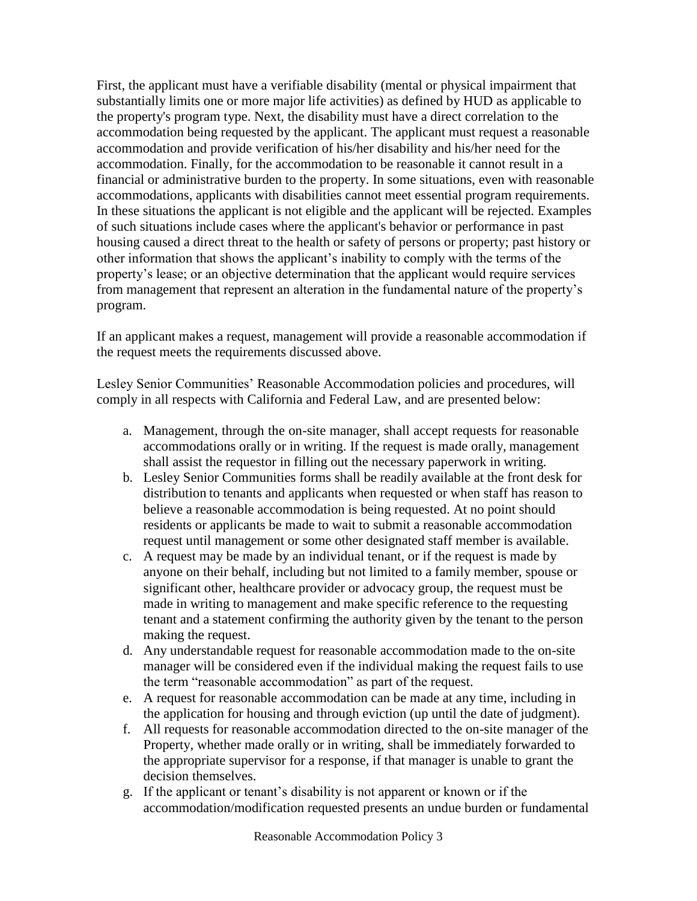First, the applicant must have a verifiable disability (mental or physical impairment that substantially limits one or more major life activities) as defined by HUD as applicable to the property's program type. Next, the disability must have a direct correlation to the accommodation being requested by the applicant. The applicant must request a reasonable accommodation and provide verification of his/her disability and his/her need for the accommodation. Finally, for the accommodation to be reasonable it cannot result in a financial or administrative burden to the property. In some situations, even with reasonable accommodations, applicants with disabilities cannot meet essential program requirements. In these situations the applicant is not eligible and the applicant will be rejected. Examples of such situations include cases where the applicant's behavior or performance in past housing caused a direct threat to the health or safety of persons or property; past history or other information that shows the applicant's inability to comply with the terms of the property's lease; or an objective determination that the applicant would require services from management that represent an alteration in the fundamental nature of the property's program.

If an applicant makes a request, management will provide a reasonable accommodation if the request meets the requirements discussed above.

Lesley Senior Communities' Reasonable Accommodation policies and procedures, will comply in all respects with California and Federal Law, and are presented below:

a. Management, through the on-site manager, shall accept requests for reasonable accommodations orally or in writing. If the request is made orally, management shall assist the requestor in filling out the necessary paperwork in writing.
b. Lesley Senior Communities forms shall be readily available at the front desk for distribution to tenants and applicants when requested or when staff has reason to believe a reasonable accommodation is being requested. At no point should residents or applicants be made to wait to submit a reasonable accommodation request until management or some other designated staff member is available.
c. A request may be made by an individual tenant, or if the request is made by anyone on their behalf, including but not limited to a family member, spouse or significant other, healthcare provider or advocacy group, the request must be made in writing to management and make specific reference to the requesting tenant and a statement confirming the authority given by the tenant to the person making the request.
d. Any understandable request for reasonable accommodation made to the on-site manager will be considered even if the individual making the request fails to use the term "reasonable accommodation" as part of the request.
e. A request for reasonable accommodation can be made at any time, including in the application for housing and through eviction (up until the date of judgment).
f. All requests for reasonable accommodation directed to the on-site manager of the Property, whether made orally or in writing, shall be immediately forwarded to the appropriate supervisor for a response, if that manager is unable to grant the decision themselves.
g. If the applicant or tenant's disability is not apparent or known or if the accommodation/modification requested presents an undue burden or fundamental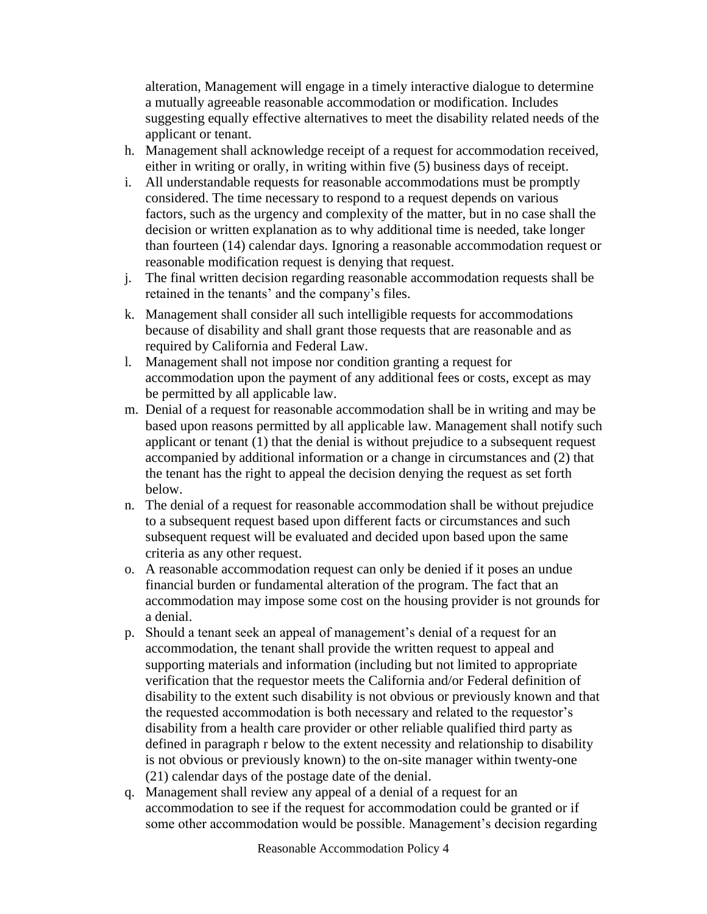alteration, Management will engage in a timely interactive dialogue to determine a mutually agreeable reasonable accommodation or modification. Includes suggesting equally effective alternatives to meet the disability related needs of the applicant or tenant.

h. Management shall acknowledge receipt of a request for accommodation received, either in writing or orally, in writing within five (5) business days of receipt.
i. All understandable requests for reasonable accommodations must be promptly considered. The time necessary to respond to a request depends on various factors, such as the urgency and complexity of the matter, but in no case shall the decision or written explanation as to why additional time is needed, take longer than fourteen (14) calendar days. Ignoring a reasonable accommodation request or reasonable modification request is denying that request.
j. The final written decision regarding reasonable accommodation requests shall be retained in the tenants' and the company's files.
k. Management shall consider all such intelligible requests for accommodations because of disability and shall grant those requests that are reasonable and as required by California and Federal Law.
l. Management shall not impose nor condition granting a request for accommodation upon the payment of any additional fees or costs, except as may be permitted by all applicable law.
m. Denial of a request for reasonable accommodation shall be in writing and may be based upon reasons permitted by all applicable law. Management shall notify such applicant or tenant (1) that the denial is without prejudice to a subsequent request accompanied by additional information or a change in circumstances and (2) that the tenant has the right to appeal the decision denying the request as set forth below.
n. The denial of a request for reasonable accommodation shall be without prejudice to a subsequent request based upon different facts or circumstances and such subsequent request will be evaluated and decided upon based upon the same criteria as any other request.
o. A reasonable accommodation request can only be denied if it poses an undue financial burden or fundamental alteration of the program. The fact that an accommodation may impose some cost on the housing provider is not grounds for a denial.
p. Should a tenant seek an appeal of management's denial of a request for an accommodation, the tenant shall provide the written request to appeal and supporting materials and information (including but not limited to appropriate verification that the requestor meets the California and/or Federal definition of disability to the extent such disability is not obvious or previously known and that the requested accommodation is both necessary and related to the requestor's disability from a health care provider or other reliable qualified third party as defined in paragraph r below to the extent necessity and relationship to disability is not obvious or previously known) to the on-site manager within twenty-one (21) calendar days of the postage date of the denial.
q. Management shall review any appeal of a denial of a request for an accommodation to see if the request for accommodation could be granted or if some other accommodation would be possible. Management's decision regarding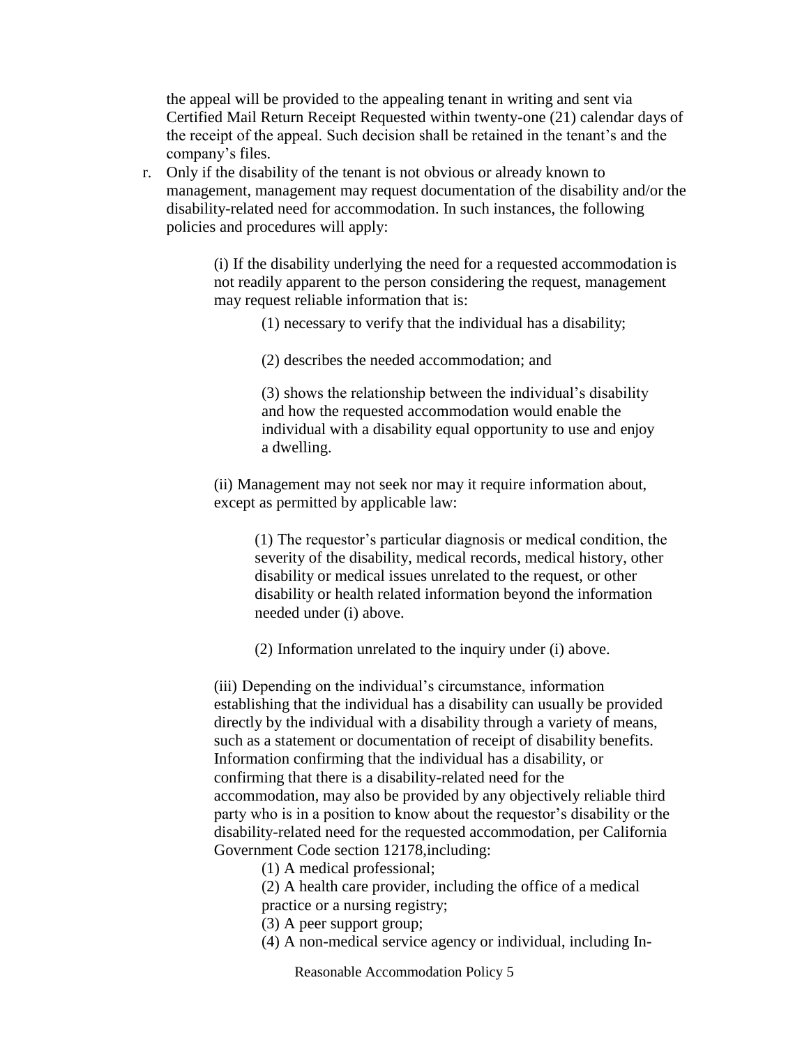the appeal will be provided to the appealing tenant in writing and sent via Certified Mail Return Receipt Requested within twenty-one (21) calendar days of the receipt of the appeal. Such decision shall be retained in the tenant's and the company's files.

r. Only if the disability of the tenant is not obvious or already known to management, management may request documentation of the disability and/or the disability-related need for accommodation. In such instances, the following policies and procedures will apply:

   (i) If the disability underlying the need for a requested accommodation is not readily apparent to the person considering the request, management may request reliable information that is:

      (1) necessary to verify that the individual has a disability;

      (2) describes the needed accommodation; and

      (3) shows the relationship between the individual's disability and how the requested accommodation would enable the individual with a disability equal opportunity to use and enjoy a dwelling.

   (ii) Management may not seek nor may it require information about, except as permitted by applicable law:

      (1) The requestor's particular diagnosis or medical condition, the severity of the disability, medical records, medical history, other disability or medical issues unrelated to the request, or other disability or health related information beyond the information needed under (i) above.

      (2) Information unrelated to the inquiry under (i) above.

   (iii) Depending on the individual's circumstance, information establishing that the individual has a disability can usually be provided directly by the individual with a disability through a variety of means, such as a statement or documentation of receipt of disability benefits. Information confirming that the individual has a disability, or confirming that there is a disability-related need for the accommodation, may also be provided by any objectively reliable third party who is in a position to know about the requestor's disability or the disability-related need for the requested accommodation, per California Government Code section 12178,including:

      (1) A medical professional;
      (2) A health care provider, including the office of a medical practice or a nursing registry;
      (3) A peer support group;
      (4) A non-medical service agency or individual, including In-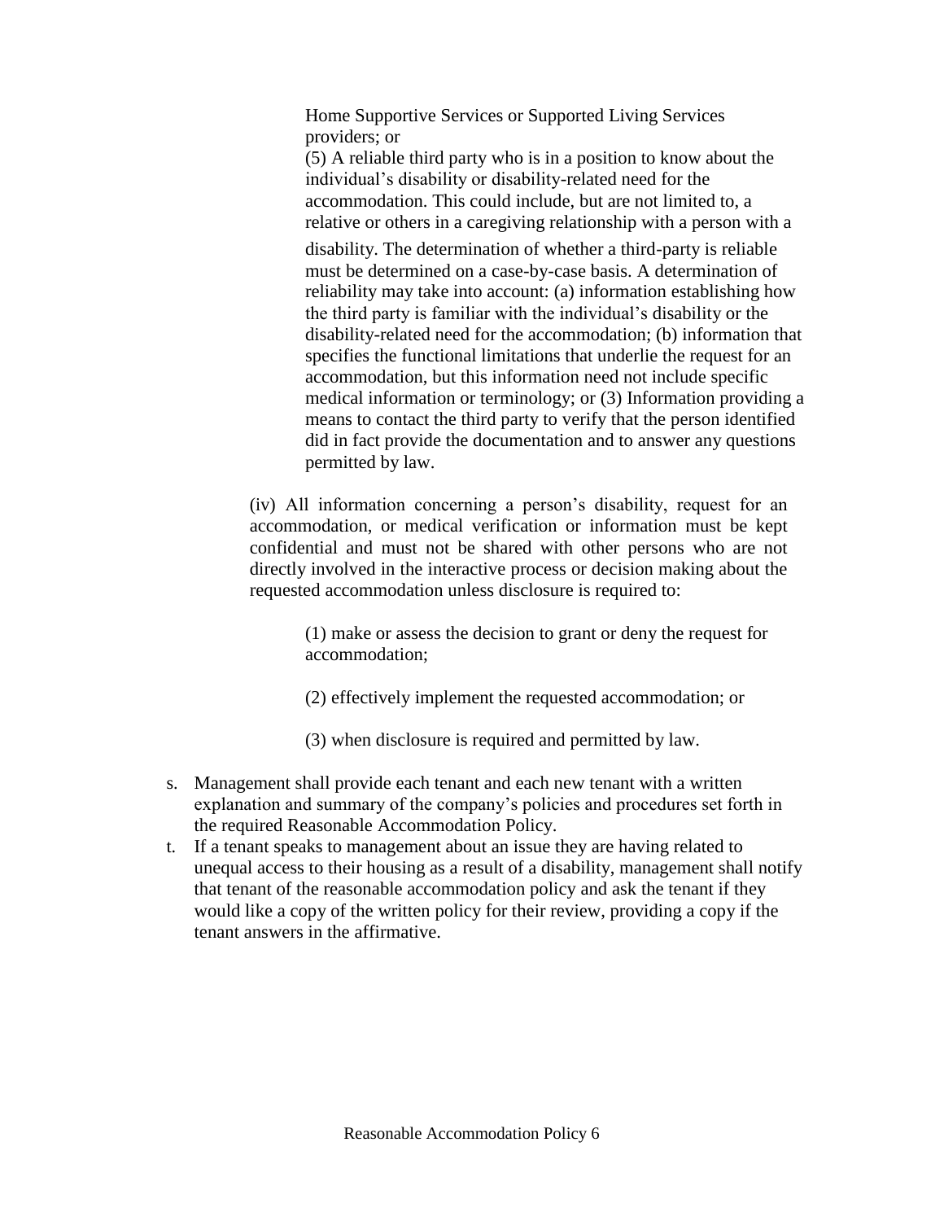Home Supportive Services or Supported Living Services providers; or

(5) A reliable third party who is in a position to know about the individual's disability or disability-related need for the accommodation. This could include, but are not limited to, a relative or others in a caregiving relationship with a person with a disability. The determination of whether a third-party is reliable must be determined on a case-by-case basis. A determination of reliability may take into account: (a) information establishing how the third party is familiar with the individual's disability or the disability-related need for the accommodation; (b) information that specifies the functional limitations that underlie the request for an accommodation, but this information need not include specific medical information or terminology; or (3) Information providing a means to contact the third party to verify that the person identified did in fact provide the documentation and to answer any questions permitted by law.

(iv) All information concerning a person's disability, request for an accommodation, or medical verification or information must be kept confidential and must not be shared with other persons who are not directly involved in the interactive process or decision making about the requested accommodation unless disclosure is required to:

(1) make or assess the decision to grant or deny the request for accommodation;

(2) effectively implement the requested accommodation; or

(3) when disclosure is required and permitted by law.

s. Management shall provide each tenant and each new tenant with a written explanation and summary of the company's policies and procedures set forth in the required Reasonable Accommodation Policy.

t. If a tenant speaks to management about an issue they are having related to unequal access to their housing as a result of a disability, management shall notify that tenant of the reasonable accommodation policy and ask the tenant if they would like a copy of the written policy for their review, providing a copy if the tenant answers in the affirmative.